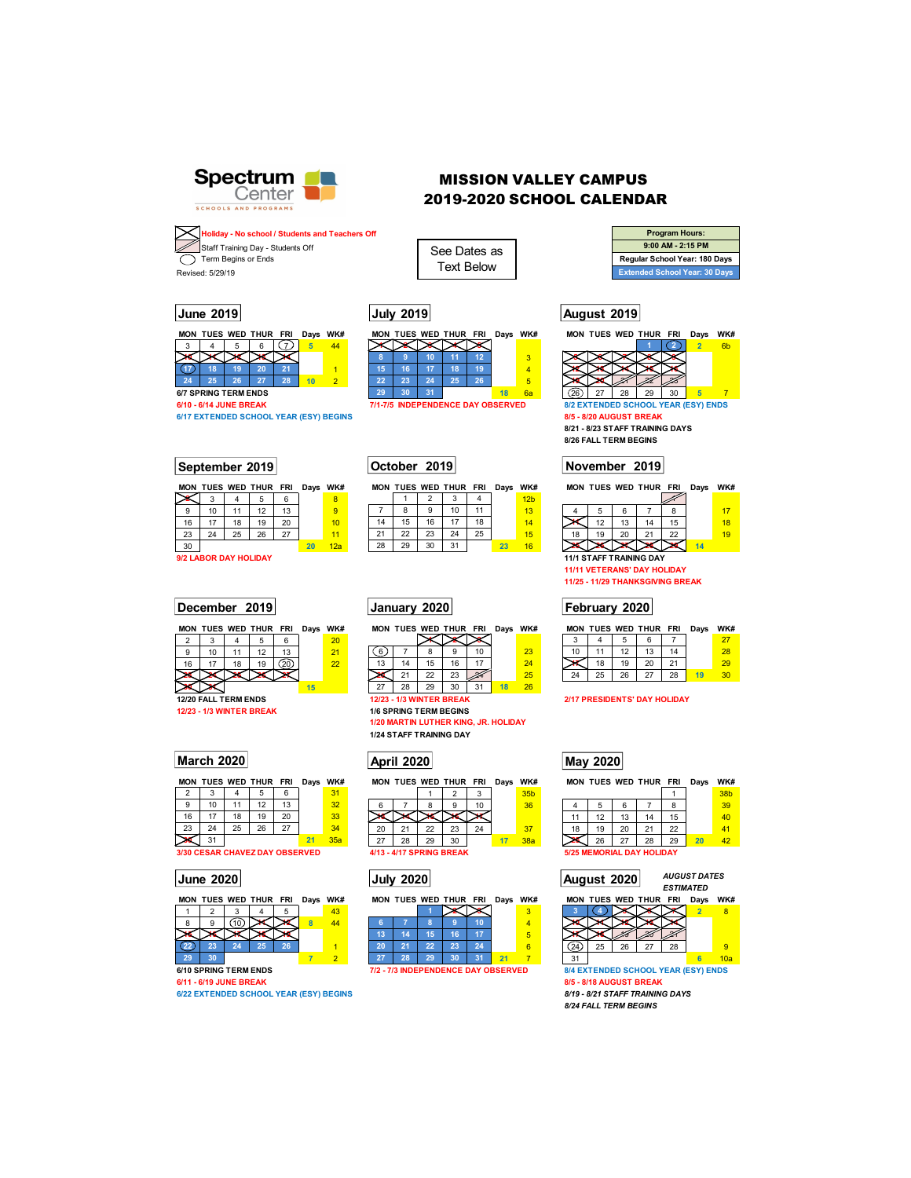Spectrum Center
SCHOOLS AND PROGRAMS

# MISSION VALLEY CAMPUS
# 2019-2020 SCHOOL CALENDAR

Holiday - No school / Students and Teachers Off
Staff Training Day - Students Off
Term Begins or Ends

Revised: 5/29/19

See Dates as Text Below

| Program Hours: |
|---|
| 9:00 AM - 2:15 PM |
| Regular School Year: 180 Days |
| Extended School Year: 30 Days |

## June 2019

| MON | TUES | WED | THUR | FRI | Days | WK# |
|---|---|---|---|---|---|---|
| 3 | 4 | 5 | 6 | 7 | 5 | 44 |
| 10 | 11 | 12 | 13 | 14 | | |
| 17 | 18 | 19 | 20 | 21 | | 1 |
| 24 | 25 | 26 | 27 | 28 | 10 | 2 |

6/7 SPRING TERM ENDS
6/10 - 6/14 JUNE BREAK
6/17 EXTENDED SCHOOL YEAR (ESY) BEGINS

## July 2019

| MON | TUES | WED | THUR | FRI | Days | WK# |
|---|---|---|---|---|---|---|
| 1 | 2 | 3 | 4 | 5 | | |
| 8 | 9 | 10 | 11 | 12 | | 3 |
| 15 | 16 | 17 | 18 | 19 | | 4 |
| 22 | 23 | 24 | 25 | 26 | | 5 |
| 29 | 30 | 31 | | | 18 | 6a |

7/1-7/5 INDEPENDENCE DAY OBSERVED

## August 2019

| MON | TUES | WED | THUR | FRI | Days | WK# |
|---|---|---|---|---|---|---|
| | | | 1 | 2 | 2 | 6b |
| 5 | 6 | 7 | 8 | 9 | | |
| 12 | 13 | 14 | 15 | 16 | | |
| 19 | 20 | 21 | 22 | 23 | | |
| 26 | 27 | 28 | 29 | 30 | 5 | 7 |

8/2 EXTENDED SCHOOL YEAR (ESY) ENDS
8/5 - 8/20 AUGUST BREAK
8/21 - 8/23 STAFF TRAINING DAYS
8/26 FALL TERM BEGINS

## September 2019

| MON | TUES | WED | THUR | FRI | Days | WK# |
|---|---|---|---|---|---|---|
| 2 | 3 | 4 | 5 | 6 | | 8 |
| 9 | 10 | 11 | 12 | 13 | | 9 |
| 16 | 17 | 18 | 19 | 20 | | 10 |
| 23 | 24 | 25 | 26 | 27 | | 11 |
| 30 | | | | | 20 | 12a |

9/2 LABOR DAY HOLIDAY

## October 2019

| MON | TUES | WED | THUR | FRI | Days | WK# |
|---|---|---|---|---|---|---|
| | 1 | 2 | 3 | 4 | | 12b |
| 7 | 8 | 9 | 10 | 11 | | 13 |
| 14 | 15 | 16 | 17 | 18 | | 14 |
| 21 | 22 | 23 | 24 | 25 | | 15 |
| 28 | 29 | 30 | 31 | | 23 | 16 |

## November 2019

| MON | TUES | WED | THUR | FRI | Days | WK# |
|---|---|---|---|---|---|---|
| | | | | 1 | | |
| 4 | 5 | 6 | 7 | 8 | | 17 |
| 11 | 12 | 13 | 14 | 15 | | 18 |
| 18 | 19 | 20 | 21 | 22 | | 19 |
| 25 | 26 | 27 | 28 | 29 | 14 | |

11/1 STAFF TRAINING DAY
11/11 VETERANS' DAY HOLIDAY
11/25 - 11/29 THANKSGIVING BREAK

## December 2019

| MON | TUES | WED | THUR | FRI | Days | WK# |
|---|---|---|---|---|---|---|
| 2 | 3 | 4 | 5 | 6 | | 20 |
| 9 | 10 | 11 | 12 | 13 | | 21 |
| 16 | 17 | 18 | 19 | 20 | | 22 |
| 23 | 24 | 25 | 26 | 27 | | |
| 30 | 31 | | | | 15 | |

12/20 FALL TERM ENDS
12/23 - 1/3 WINTER BREAK

## January 2020

| MON | TUES | WED | THUR | FRI | Days | WK# |
|---|---|---|---|---|---|---|
| 6 | 7 | 8 | 9 | 10 | | 23 |
| 13 | 14 | 15 | 16 | 17 | | 24 |
| 20 | 21 | 22 | 23 | 24 | | 25 |
| 27 | 28 | 29 | 30 | 31 | 18 | 26 |

12/23 - 1/3 WINTER BREAK
1/6 SPRING TERM BEGINS
1/20 MARTIN LUTHER KING, JR. HOLIDAY
1/24 STAFF TRAINING DAY

## February 2020

| MON | TUES | WED | THUR | FRI | Days | WK# |
|---|---|---|---|---|---|---|
| 3 | 4 | 5 | 6 | 7 | | 27 |
| 10 | 11 | 12 | 13 | 14 | | 28 |
| 17 | 18 | 19 | 20 | 21 | | 29 |
| 24 | 25 | 26 | 27 | 28 | 19 | 30 |

2/17 PRESIDENTS' DAY HOLIDAY

## March 2020

| MON | TUES | WED | THUR | FRI | Days | WK# |
|---|---|---|---|---|---|---|
| 2 | 3 | 4 | 5 | 6 | | 31 |
| 9 | 10 | 11 | 12 | 13 | | 32 |
| 16 | 17 | 18 | 19 | 20 | | 33 |
| 23 | 24 | 25 | 26 | 27 | | 34 |
| 30 | 31 | | | | 21 | 35a |

3/30 CESAR CHAVEZ DAY OBSERVED

## April 2020

| MON | TUES | WED | THUR | FRI | Days | WK# |
|---|---|---|---|---|---|---|
| | | 1 | 2 | 3 | | 35b |
| 6 | 7 | 8 | 9 | 10 | | 36 |
| 13 | 14 | 15 | 16 | 17 | | |
| 20 | 21 | 22 | 23 | 24 | | 37 |
| 27 | 28 | 29 | 30 | | 17 | 38a |

4/13 - 4/17 SPRING BREAK

## May 2020

| MON | TUES | WED | THUR | FRI | Days | WK# |
|---|---|---|---|---|---|---|
| | | | | 1 | | 38b |
| 4 | 5 | 6 | 7 | 8 | | 39 |
| 11 | 12 | 13 | 14 | 15 | | 40 |
| 18 | 19 | 20 | 21 | 22 | | 41 |
| 25 | 26 | 27 | 28 | 29 | 20 | 42 |

5/25 MEMORIAL DAY HOLIDAY

## June 2020

| MON | TUES | WED | THUR | FRI | Days | WK# |
|---|---|---|---|---|---|---|
| 1 | 2 | 3 | 4 | 5 | | 43 |
| 8 | 9 | 10 | 11 | 12 | 8 | 44 |
| 15 | 16 | 17 | 18 | 19 | | |
| 22 | 23 | 24 | 25 | 26 | | 1 |
| 29 | 30 | | | | 7 | 2 |

6/10 SPRING TERM ENDS
6/11 - 6/19 JUNE BREAK
6/22 EXTENDED SCHOOL YEAR (ESY) BEGINS

## July 2020

| MON | TUES | WED | THUR | FRI | Days | WK# |
|---|---|---|---|---|---|---|
| | | 1 | 2 | 3 | | 3 |
| 6 | 7 | 8 | 9 | 10 | | 4 |
| 13 | 14 | 15 | 16 | 17 | | 5 |
| 20 | 21 | 22 | 23 | 24 | | 6 |
| 27 | 28 | 29 | 30 | 31 | 21 | 7 |

7/2 - 7/3 INDEPENDENCE DAY OBSERVED

## August 2020

*AUGUST DATES ESTIMATED*

| MON | TUES | WED | THUR | FRI | Days | WK# |
|---|---|---|---|---|---|---|
| 3 | 4 | 5 | 6 | 7 | 2 | 8 |
| 10 | 11 | 12 | 13 | 14 | | |
| 17 | 18 | 19 | 20 | 21 | | |
| 24 | 25 | 26 | 27 | 28 | | 9 |
| 31 | | | | | 6 | 10a |

8/4 EXTENDED SCHOOL YEAR (ESY) ENDS
8/5 - 8/18 AUGUST BREAK
*8/19 - 8/21 STAFF TRAINING DAYS*
*8/24 FALL TERM BEGINS*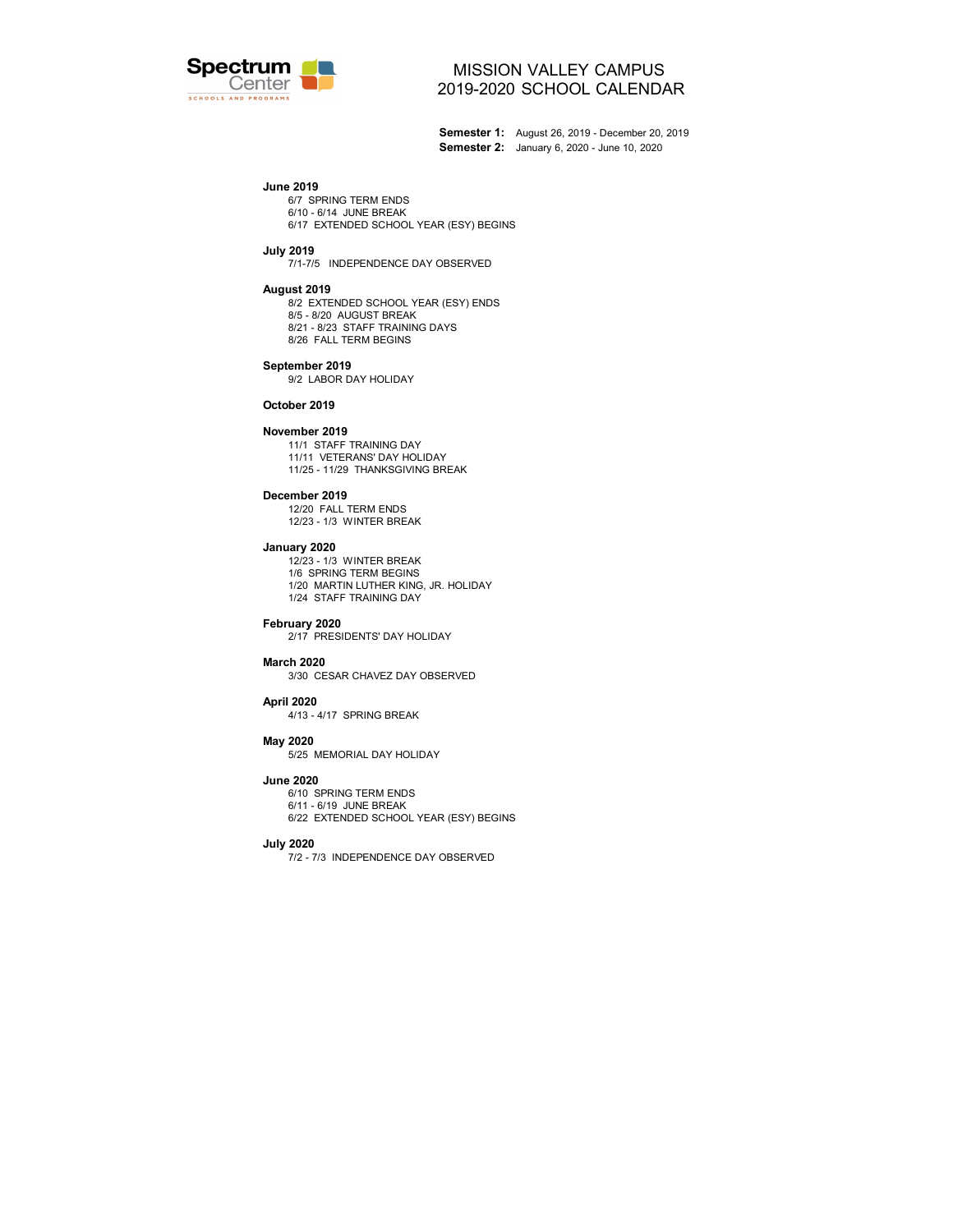Spectrum Center
SCHOOLS AND PROGRAMS

# MISSION VALLEY CAMPUS
# 2019-2020 SCHOOL CALENDAR

**Semester 1:** August 26, 2019 - December 20, 2019
**Semester 2:** January 6, 2020 - June 10, 2020

**June 2019**
- 6/7 SPRING TERM ENDS
- 6/10 - 6/14 JUNE BREAK
- 6/17 EXTENDED SCHOOL YEAR (ESY) BEGINS

**July 2019**
- 7/1-7/5 INDEPENDENCE DAY OBSERVED

**August 2019**
- 8/2 EXTENDED SCHOOL YEAR (ESY) ENDS
- 8/5 - 8/20 AUGUST BREAK
- 8/21 - 8/23 STAFF TRAINING DAYS
- 8/26 FALL TERM BEGINS

**September 2019**
- 9/2 LABOR DAY HOLIDAY

**October 2019**

**November 2019**
- 11/1 STAFF TRAINING DAY
- 11/11 VETERANS' DAY HOLIDAY
- 11/25 - 11/29 THANKSGIVING BREAK

**December 2019**
- 12/20 FALL TERM ENDS
- 12/23 - 1/3 WINTER BREAK

**January 2020**
- 12/23 - 1/3 WINTER BREAK
- 1/6 SPRING TERM BEGINS
- 1/20 MARTIN LUTHER KING, JR. HOLIDAY
- 1/24 STAFF TRAINING DAY

**February 2020**
- 2/17 PRESIDENTS' DAY HOLIDAY

**March 2020**
- 3/30 CESAR CHAVEZ DAY OBSERVED

**April 2020**
- 4/13 - 4/17 SPRING BREAK

**May 2020**
- 5/25 MEMORIAL DAY HOLIDAY

**June 2020**
- 6/10 SPRING TERM ENDS
- 6/11 - 6/19 JUNE BREAK
- 6/22 EXTENDED SCHOOL YEAR (ESY) BEGINS

**July 2020**
- 7/2 - 7/3 INDEPENDENCE DAY OBSERVED